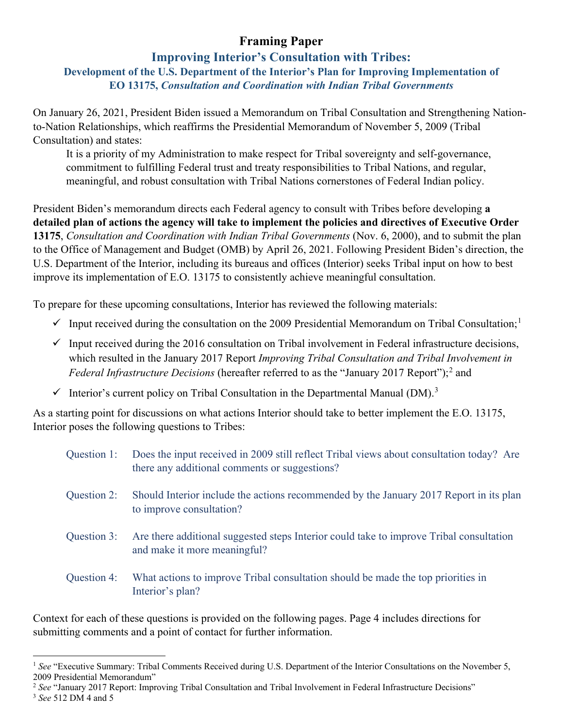# Framing Paper

## Improving Interior's Consultation with Tribes:

### Development of the U.S. Department of the Interior's Plan for Improving Implementation of EO 13175, *Consultation and Coordination with Indian Tribal Governments*

On January 26, 2021, President Biden issued a Memorandum on Tribal Consultation and Strengthening Nation-to-Nation Relationships, which reaffirms the Presidential Memorandum of November 5, 2009 (Tribal Consultation) and states:

> It is a priority of my Administration to make respect for Tribal sovereignty and self-governance, commitment to fulfilling Federal trust and treaty responsibilities to Tribal Nations, and regular, meaningful, and robust consultation with Tribal Nations cornerstones of Federal Indian policy.

President Biden's memorandum directs each Federal agency to consult with Tribes before developing **a detailed plan of actions the agency will take to implement the policies and directives of Executive Order 13175**, *Consultation and Coordination with Indian Tribal Governments* (Nov. 6, 2000), and to submit the plan to the Office of Management and Budget (OMB) by April 26, 2021. Following President Biden's direction, the U.S. Department of the Interior, including its bureaus and offices (Interior) seeks Tribal input on how to best improve its implementation of E.O. 13175 to consistently achieve meaningful consultation.

To prepare for these upcoming consultations, Interior has reviewed the following materials:

- ✓ Input received during the consultation on the 2009 Presidential Memorandum on Tribal Consultation;[1]
- ✓ Input received during the 2016 consultation on Tribal involvement in Federal infrastructure decisions, which resulted in the January 2017 Report *Improving Tribal Consultation and Tribal Involvement in Federal Infrastructure Decisions* (hereafter referred to as the "January 2017 Report");[2] and
- ✓ Interior's current policy on Tribal Consultation in the Departmental Manual (DM).[3]

As a starting point for discussions on what actions Interior should take to better implement the E.O. 13175, Interior poses the following questions to Tribes:

Question 1: Does the input received in 2009 still reflect Tribal views about consultation today? Are there any additional comments or suggestions?

Question 2: Should Interior include the actions recommended by the January 2017 Report in its plan to improve consultation?

Question 3: Are there additional suggested steps Interior could take to improve Tribal consultation and make it more meaningful?

Question 4: What actions to improve Tribal consultation should be made the top priorities in Interior's plan?

Context for each of these questions is provided on the following pages. Page 4 includes directions for submitting comments and a point of contact for further information.

---

[1] *See* "Executive Summary: Tribal Comments Received during U.S. Department of the Interior Consultations on the November 5, 2009 Presidential Memorandum"

[2] *See* "January 2017 Report: Improving Tribal Consultation and Tribal Involvement in Federal Infrastructure Decisions"

[3] *See* 512 DM 4 and 5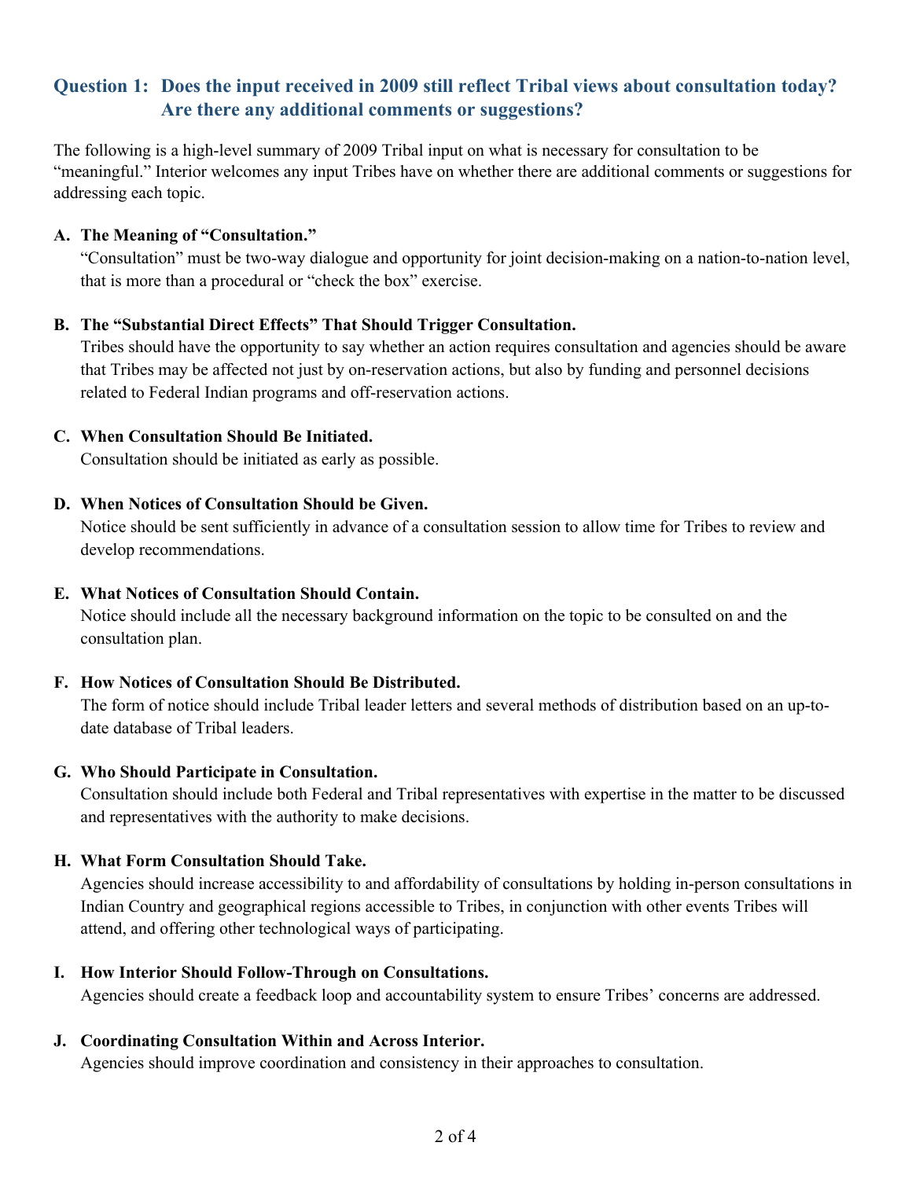## Question 1: Does the input received in 2009 still reflect Tribal views about consultation today? Are there any additional comments or suggestions?

The following is a high-level summary of 2009 Tribal input on what is necessary for consultation to be "meaningful." Interior welcomes any input Tribes have on whether there are additional comments or suggestions for addressing each topic.

**A. The Meaning of "Consultation."**
"Consultation" must be two-way dialogue and opportunity for joint decision-making on a nation-to-nation level, that is more than a procedural or "check the box" exercise.

**B. The "Substantial Direct Effects" That Should Trigger Consultation.**
Tribes should have the opportunity to say whether an action requires consultation and agencies should be aware that Tribes may be affected not just by on-reservation actions, but also by funding and personnel decisions related to Federal Indian programs and off-reservation actions.

**C. When Consultation Should Be Initiated.**
Consultation should be initiated as early as possible.

**D. When Notices of Consultation Should be Given.**
Notice should be sent sufficiently in advance of a consultation session to allow time for Tribes to review and develop recommendations.

**E. What Notices of Consultation Should Contain.**
Notice should include all the necessary background information on the topic to be consulted on and the consultation plan.

**F. How Notices of Consultation Should Be Distributed.**
The form of notice should include Tribal leader letters and several methods of distribution based on an up-to-date database of Tribal leaders.

**G. Who Should Participate in Consultation.**
Consultation should include both Federal and Tribal representatives with expertise in the matter to be discussed and representatives with the authority to make decisions.

**H. What Form Consultation Should Take.**
Agencies should increase accessibility to and affordability of consultations by holding in-person consultations in Indian Country and geographical regions accessible to Tribes, in conjunction with other events Tribes will attend, and offering other technological ways of participating.

**I. How Interior Should Follow-Through on Consultations.**
Agencies should create a feedback loop and accountability system to ensure Tribes' concerns are addressed.

**J. Coordinating Consultation Within and Across Interior.**
Agencies should improve coordination and consistency in their approaches to consultation.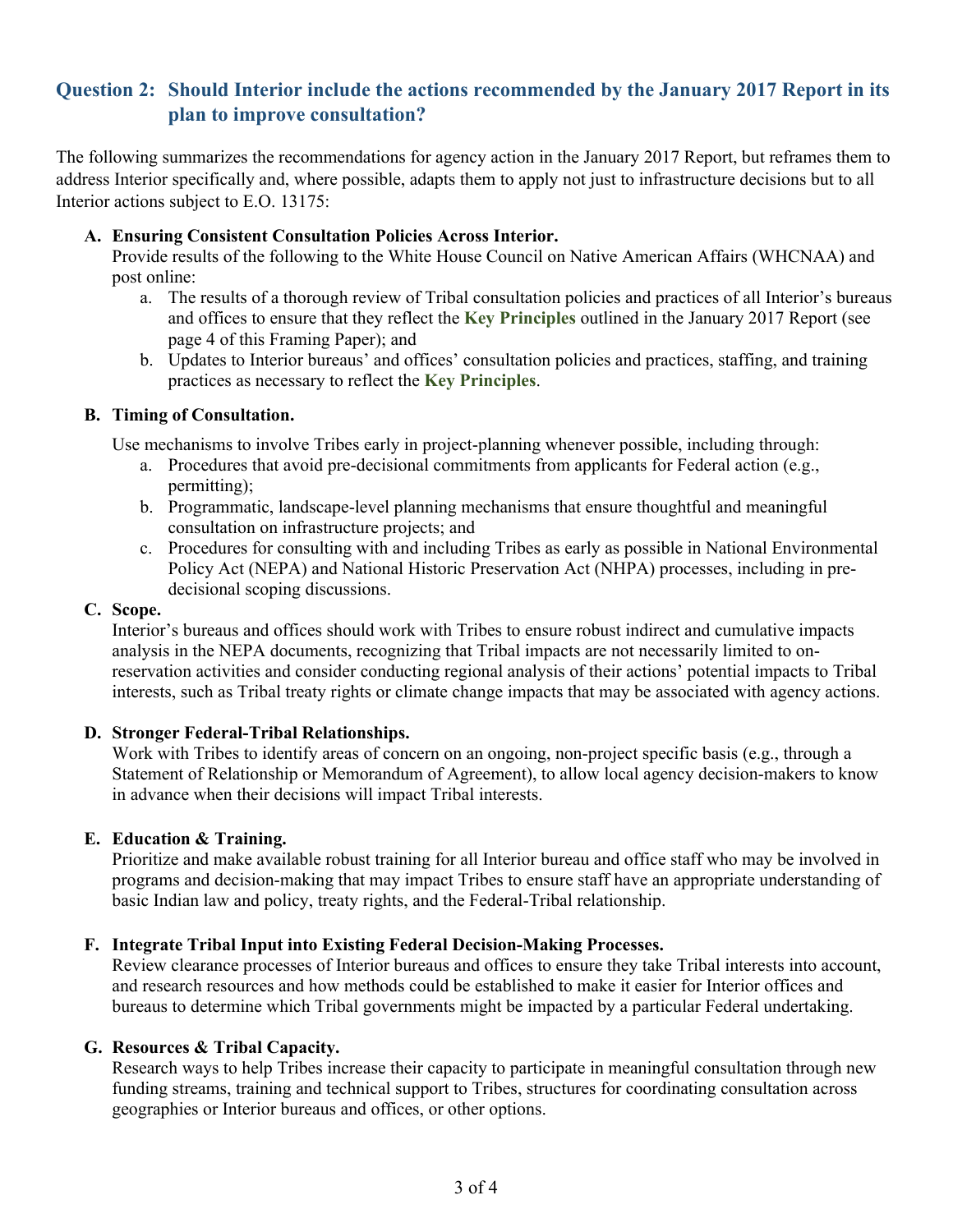## Question 2: Should Interior include the actions recommended by the January 2017 Report in its plan to improve consultation?

The following summarizes the recommendations for agency action in the January 2017 Report, but reframes them to address Interior specifically and, where possible, adapts them to apply not just to infrastructure decisions but to all Interior actions subject to E.O. 13175:

**A. Ensuring Consistent Consultation Policies Across Interior.**

Provide results of the following to the White House Council on Native American Affairs (WHCNAA) and post online:

a. The results of a thorough review of Tribal consultation policies and practices of all Interior's bureaus and offices to ensure that they reflect the **Key Principles** outlined in the January 2017 Report (see page 4 of this Framing Paper); and

b. Updates to Interior bureaus' and offices' consultation policies and practices, staffing, and training practices as necessary to reflect the **Key Principles**.

**B. Timing of Consultation.**

Use mechanisms to involve Tribes early in project-planning whenever possible, including through:

a. Procedures that avoid pre-decisional commitments from applicants for Federal action (e.g., permitting);

b. Programmatic, landscape-level planning mechanisms that ensure thoughtful and meaningful consultation on infrastructure projects; and

c. Procedures for consulting with and including Tribes as early as possible in National Environmental Policy Act (NEPA) and National Historic Preservation Act (NHPA) processes, including in pre-decisional scoping discussions.

**C. Scope.**

Interior's bureaus and offices should work with Tribes to ensure robust indirect and cumulative impacts analysis in the NEPA documents, recognizing that Tribal impacts are not necessarily limited to on-reservation activities and consider conducting regional analysis of their actions' potential impacts to Tribal interests, such as Tribal treaty rights or climate change impacts that may be associated with agency actions.

**D. Stronger Federal-Tribal Relationships.**

Work with Tribes to identify areas of concern on an ongoing, non-project specific basis (e.g., through a Statement of Relationship or Memorandum of Agreement), to allow local agency decision-makers to know in advance when their decisions will impact Tribal interests.

**E. Education & Training.**

Prioritize and make available robust training for all Interior bureau and office staff who may be involved in programs and decision-making that may impact Tribes to ensure staff have an appropriate understanding of basic Indian law and policy, treaty rights, and the Federal-Tribal relationship.

**F. Integrate Tribal Input into Existing Federal Decision-Making Processes.**

Review clearance processes of Interior bureaus and offices to ensure they take Tribal interests into account, and research resources and how methods could be established to make it easier for Interior offices and bureaus to determine which Tribal governments might be impacted by a particular Federal undertaking.

**G. Resources & Tribal Capacity.**

Research ways to help Tribes increase their capacity to participate in meaningful consultation through new funding streams, training and technical support to Tribes, structures for coordinating consultation across geographies or Interior bureaus and offices, or other options.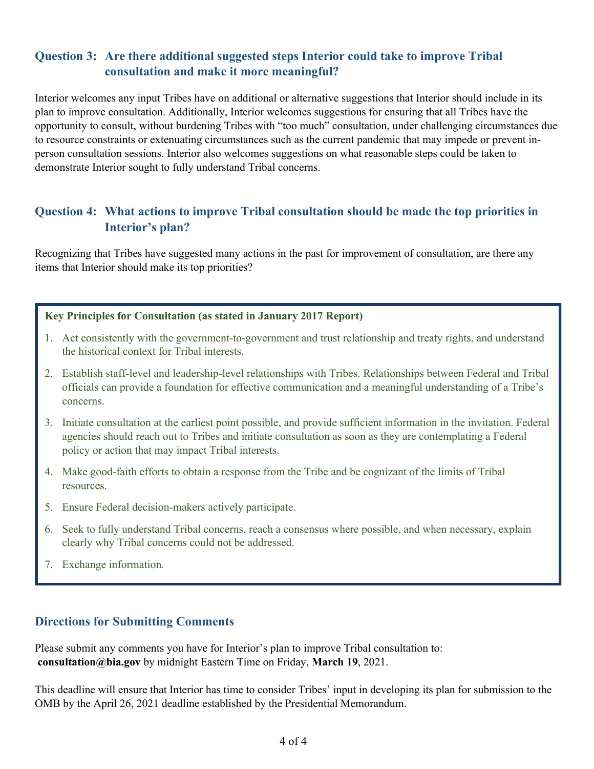### Question 3: Are there additional suggested steps Interior could take to improve Tribal consultation and make it more meaningful?

Interior welcomes any input Tribes have on additional or alternative suggestions that Interior should include in its plan to improve consultation. Additionally, Interior welcomes suggestions for ensuring that all Tribes have the opportunity to consult, without burdening Tribes with "too much" consultation, under challenging circumstances due to resource constraints or extenuating circumstances such as the current pandemic that may impede or prevent in-person consultation sessions. Interior also welcomes suggestions on what reasonable steps could be taken to demonstrate Interior sought to fully understand Tribal concerns.

### Question 4: What actions to improve Tribal consultation should be made the top priorities in Interior's plan?

Recognizing that Tribes have suggested many actions in the past for improvement of consultation, are there any items that Interior should make its top priorities?

**Key Principles for Consultation (as stated in January 2017 Report)**

1. Act consistently with the government-to-government and trust relationship and treaty rights, and understand the historical context for Tribal interests.
2. Establish staff-level and leadership-level relationships with Tribes. Relationships between Federal and Tribal officials can provide a foundation for effective communication and a meaningful understanding of a Tribe's concerns.
3. Initiate consultation at the earliest point possible, and provide sufficient information in the invitation. Federal agencies should reach out to Tribes and initiate consultation as soon as they are contemplating a Federal policy or action that may impact Tribal interests.
4. Make good-faith efforts to obtain a response from the Tribe and be cognizant of the limits of Tribal resources.
5. Ensure Federal decision-makers actively participate.
6. Seek to fully understand Tribal concerns, reach a consensus where possible, and when necessary, explain clearly why Tribal concerns could not be addressed.
7. Exchange information.

### Directions for Submitting Comments

Please submit any comments you have for Interior's plan to improve Tribal consultation to: **consultation@bia.gov** by midnight Eastern Time on Friday, **March 19**, 2021.

This deadline will ensure that Interior has time to consider Tribes' input in developing its plan for submission to the OMB by the April 26, 2021 deadline established by the Presidential Memorandum.